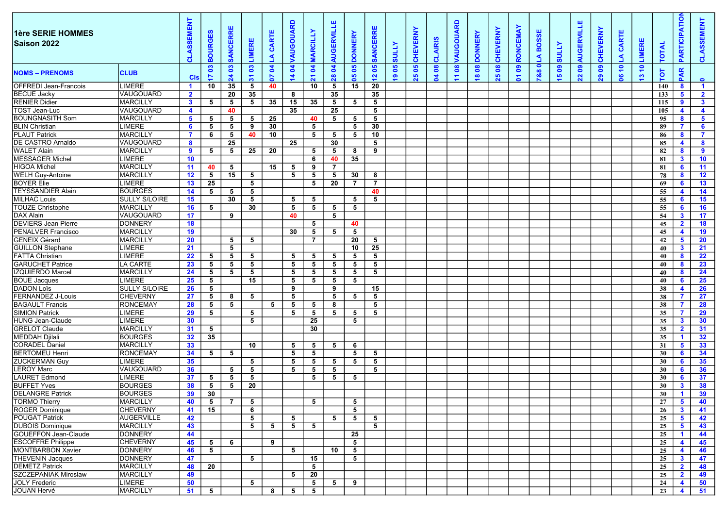**1ère SERIE HOMMES**
**Saison 2022**

| NOMS – PRENOMS | CLUB | CLASSEMENT Cls | BOURGES 17 03 | SANCERRE 24 03 | LIMERE 31 03 | LA CARTE 07 04 | VAUGOUARD 14 04 | MARCILLY 21 04 | AUGERVILLE 28 04 | DONNERY 05 05 | SANCERRE 12 05 | SULLY 19 05 | CHEVERNY 25 05 | CLAIRIS 04 08 | VAUGOUARD 11 08 | DONNERY 18 08 | CHEVERNY 25 08 | RONCEMAY 01 09 | LA BOSSE 7&8 0 | SULLY 15 09 | AUGERVILLE 22 09 | CHEVERNY 29 09 | LA CARTE 06 10 | LIMERE 13 10 | TOTAL TOT | PARTICIPATION PAR | CLASSEMENT ° |
|---|---|---|---|---|---|---|---|---|---|---|---|---|---|---|---|---|---|---|---|---|---|---|---|---|---|---|---|
| OFFREDI Jean-Francois | LIMERE | 1 | 10 | 35 | 5 | 40 | | 10 | 5 | 15 | 20 | | | | | | | | | | | | | | 140 | 8 | 1 |
| BECUE Jacky | VAUGOUARD | 2 | | 20 | 35 | | 8 | | 35 | | 35 | | | | | | | | | | | | | | 133 | 5 | 2 |
| RENIER Didier | MARCILLY | 3 | 5 | 5 | 5 | 35 | 15 | 35 | 5 | 5 | 5 | | | | | | | | | | | | | | 115 | 9 | 3 |
| TOST Jean-Luc | VAUGOUARD | 4 | | 40 | | | 35 | | 25 | | 5 | | | | | | | | | | | | | | 105 | 4 | 4 |
| BOUNGNASITH Som | MARCILLY | 5 | 5 | 5 | 5 | 25 | | 40 | 5 | 5 | 5 | | | | | | | | | | | | | | 95 | 8 | 5 |
| BLIN Christian | LIMERE | 6 | 5 | 5 | 9 | 30 | | 5 | | 5 | 30 | | | | | | | | | | | | | | 89 | 7 | 6 |
| PLAUT Patrick | MARCILLY | 7 | 6 | 5 | 40 | 10 | | 5 | 5 | 5 | 10 | | | | | | | | | | | | | | 86 | 8 | 7 |
| DE CASTRO Arnaldo | VAUGOUARD | 8 | | 25 | | | 25 | | 30 | | 5 | | | | | | | | | | | | | | 85 | 4 | 8 |
| WALET Alain | MARCILLY | 9 | 5 | 5 | 25 | 20 | | 5 | 5 | 8 | 9 | | | | | | | | | | | | | | 82 | 8 | 9 |
| MESSAGER Michel | LIMERE | 10 | | | | | | 6 | 40 | 35 | | | | | | | | | | | | | | | 81 | 3 | 10 |
| HIGOA Michel | MARCILLY | 11 | 40 | 5 | | 15 | 5 | 9 | 7 | | | | | | | | | | | | | | | | 81 | 6 | 11 |
| WELH Guy-Antoine | MARCILLY | 12 | 5 | 15 | 5 | | 5 | 5 | 5 | 30 | 8 | | | | | | | | | | | | | | 78 | 8 | 12 |
| BOYER Elie | LIMERE | 13 | 25 | | 5 | | | 5 | 20 | 7 | 7 | | | | | | | | | | | | | | 69 | 6 | 13 |
| TEYSSANDIER Alain | BOURGES | 14 | 5 | 5 | 5 | | | | | | 40 | | | | | | | | | | | | | | 55 | 4 | 14 |
| MILHAC Louis | SULLY S/LOIRE | 15 | | 30 | 5 | | 5 | 5 | | 5 | 5 | | | | | | | | | | | | | | 55 | 6 | 15 |
| TOUZE Christophe | MARCILLY | 16 | 5 | | 30 | | 5 | 5 | 5 | 5 | | | | | | | | | | | | | | | 55 | 6 | 16 |
| DAX Alain | VAUGOUARD | 17 | | 9 | | | 40 | | 5 | | | | | | | | | | | | | | | | 54 | 3 | 17 |
| DEVIERS Jean Pierre | DONNERY | 18 | | | | | | 5 | | 40 | | | | | | | | | | | | | | | 45 | 2 | 18 |
| PENALVER Francisco | MARCILLY | 19 | | | | | 30 | 5 | 5 | 5 | | | | | | | | | | | | | | | 45 | 4 | 19 |
| GENEIX Gérard | MARCILLY | 20 | | 5 | 5 | | | 7 | | 20 | 5 | | | | | | | | | | | | | | 42 | 5 | 20 |
| GUILLON Stephane | LIMERE | 21 | | 5 | | | | | | 10 | 25 | | | | | | | | | | | | | | 40 | 3 | 21 |
| FATTA Christian | LIMERE | 22 | 5 | 5 | 5 | | 5 | 5 | 5 | 5 | 5 | | | | | | | | | | | | | | 40 | 8 | 22 |
| GARUCHET Patrice | LA CARTE | 23 | 5 | 5 | 5 | | 5 | 5 | 5 | 5 | 5 | | | | | | | | | | | | | | 40 | 8 | 23 |
| IZQUIERDO Marcel | MARCILLY | 24 | 5 | 5 | 5 | | 5 | 5 | 5 | 5 | 5 | | | | | | | | | | | | | | 40 | 8 | 24 |
| BOUE Jacques | LIMERE | 25 | 5 | | 15 | | 5 | 5 | 5 | 5 | | | | | | | | | | | | | | | 40 | 6 | 25 |
| DADON Loïs | SULLY S/LOIRE | 26 | 5 | | | | 9 | | 9 | | 15 | | | | | | | | | | | | | | 38 | 4 | 26 |
| FERNANDEZ J-Louis | CHEVERNY | 27 | 5 | 8 | 5 | | 5 | | 5 | 5 | 5 | | | | | | | | | | | | | | 38 | 7 | 27 |
| BAGAULT Francis | RONCEMAY | 28 | 5 | 5 | | 5 | 5 | 5 | 8 | | 5 | | | | | | | | | | | | | | 38 | 7 | 28 |
| SIMION Patrick | LIMERE | 29 | 5 | | 5 | | 5 | 5 | 5 | 5 | 5 | | | | | | | | | | | | | | 35 | 7 | 29 |
| HUNG Jean-Claude | LIMERE | 30 | | | 5 | | | 25 | | 5 | | | | | | | | | | | | | | | 35 | 3 | 30 |
| GRELOT Claude | MARCILLY | 31 | 5 | | | | | 30 | | | | | | | | | | | | | | | | | 35 | 2 | 31 |
| MEDDAH Djilali | BOURGES | 32 | 35 | | | | | | | | | | | | | | | | | | | | | | 35 | 1 | 32 |
| CORADEL Daniel | MARCILLY | 33 | | | 10 | | 5 | 5 | 5 | 6 | | | | | | | | | | | | | | | 31 | 5 | 33 |
| BERTOMEU Henri | RONCEMAY | 34 | 5 | 5 | | | 5 | 5 | | 5 | 5 | | | | | | | | | | | | | | 30 | 6 | 34 |
| ZUCKERMAN Guy | LIMERE | 35 | | | 5 | | 5 | 5 | 5 | 5 | 5 | | | | | | | | | | | | | | 30 | 6 | 35 |
| LEROY Marc | VAUGOUARD | 36 | | 5 | 5 | | 5 | 5 | 5 | | 5 | | | | | | | | | | | | | | 30 | 6 | 36 |
| LAURET Edmond | LIMERE | 37 | 5 | 5 | 5 | | | 5 | 5 | 5 | | | | | | | | | | | | | | | 30 | 6 | 37 |
| BUFFET Yves | BOURGES | 38 | 5 | 5 | 20 | | | | | | | | | | | | | | | | | | | | 30 | 3 | 38 |
| DELANGRE Patrick | BOURGES | 39 | 30 | | | | | | | | | | | | | | | | | | | | | | 30 | 1 | 39 |
| TORMO Thierry | MARCILLY | 40 | 5 | 7 | 5 | | | 5 | | 5 | | | | | | | | | | | | | | | 27 | 5 | 40 |
| ROGER Dominique | CHEVERNY | 41 | 15 | | 6 | | | | | 5 | | | | | | | | | | | | | | | 26 | 3 | 41 |
| POUGAT Patrick | AUGERVILLE | 42 | | | 5 | | 5 | | 5 | 5 | 5 | | | | | | | | | | | | | | 25 | 5 | 42 |
| DUBOIS Dominique | MARCILLY | 43 | | | 5 | 5 | 5 | 5 | | | 5 | | | | | | | | | | | | | | 25 | 5 | 43 |
| GOUEFFON Jean-Claude | DONNERY | 44 | | | | | | | | 25 | | | | | | | | | | | | | | | 25 | 1 | 44 |
| ESCOFFRE Philippe | CHEVERNY | 45 | 5 | 6 | | 9 | | | | 5 | | | | | | | | | | | | | | | 25 | 4 | 45 |
| MONTBARBON Xavier | DONNERY | 46 | 5 | | | | 5 | | 10 | 5 | | | | | | | | | | | | | | | 25 | 4 | 46 |
| THEVENIN Jacques | DONNERY | 47 | | | 5 | | | 15 | | 5 | | | | | | | | | | | | | | | 25 | 3 | 47 |
| DEMETZ Patrick | MARCILLY | 48 | 20 | | | | | 5 | | | | | | | | | | | | | | | | | 25 | 2 | 48 |
| SZCZEPANIAK Miroslaw | MARCILLY | 49 | | | | | 5 | 20 | | | | | | | | | | | | | | | | | 25 | 2 | 49 |
| JOLY Frederic | LIMERE | 50 | | | 5 | | | 5 | 5 | 9 | | | | | | | | | | | | | | | 24 | 4 | 50 |
| JOUAN Hervé | MARCILLY | 51 | 5 | | | 8 | 5 | 5 | | | | | | | | | | | | | | | | | 23 | 4 | 51 |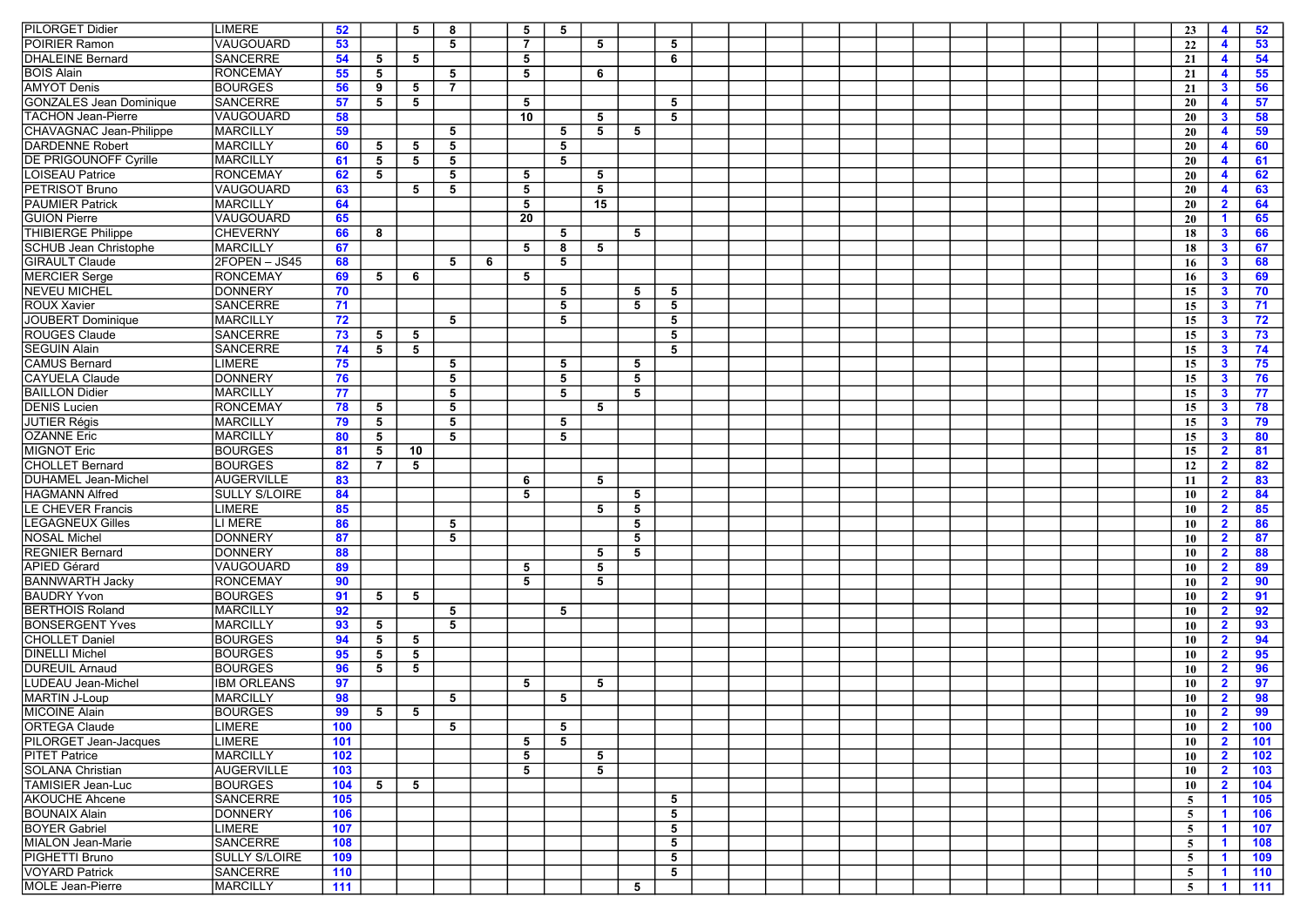| | | | | | | | | | | | | | | | | | | | | | | | | | | |
|---|---|---|---|---|---|---|---|---|---|---|---|---|---|---|---|---|---|---|---|---|---|---|---|---|---|---|
| PILORGET Didier | LIMERE | 52 | | 5 | 8 | | 5 | 5 | | | | | | | | | | | | | | | | 23 | 4 | 52 |
| POIRIER Ramon | VAUGOUARD | 53 | | | 5 | | 7 | | 5 | | 5 | | | | | | | | | | | | | 22 | 4 | 53 |
| DHALEINE Bernard | SANCERRE | 54 | 5 | 5 | | | 5 | | | | 6 | | | | | | | | | | | | | 21 | 4 | 54 |
| BOIS Alain | RONCEMAY | 55 | 5 | | 5 | | 5 | | 6 | | | | | | | | | | | | | | | 21 | 4 | 55 |
| AMYOT Denis | BOURGES | 56 | 9 | 5 | 7 | | | | | | | | | | | | | | | | | | | 21 | 3 | 56 |
| GONZALES Jean Dominique | SANCERRE | 57 | 5 | 5 | | | 5 | | | | 5 | | | | | | | | | | | | | 20 | 4 | 57 |
| TACHON Jean-Pierre | VAUGOUARD | 58 | | | | | 10 | | 5 | | 5 | | | | | | | | | | | | | 20 | 3 | 58 |
| CHAVAGNAC Jean-Philippe | MARCILLY | 59 | | | 5 | | | 5 | 5 | 5 | | | | | | | | | | | | | | 20 | 4 | 59 |
| DARDENNE Robert | MARCILLY | 60 | 5 | 5 | 5 | | | 5 | | | | | | | | | | | | | | | | 20 | 4 | 60 |
| DE PRIGOUNOFF Cyrille | MARCILLY | 61 | 5 | 5 | 5 | | | 5 | | | | | | | | | | | | | | | | 20 | 4 | 61 |
| LOISEAU Patrice | RONCEMAY | 62 | 5 | | 5 | | 5 | | 5 | | | | | | | | | | | | | | | 20 | 4 | 62 |
| PETRISOT Bruno | VAUGOUARD | 63 | | 5 | 5 | | 5 | | 5 | | | | | | | | | | | | | | | 20 | 4 | 63 |
| PAUMIER Patrick | MARCILLY | 64 | | | | | 5 | | 15 | | | | | | | | | | | | | | | 20 | 2 | 64 |
| GUION Pierre | VAUGOUARD | 65 | | | | | 20 | | | | | | | | | | | | | | | | | 20 | 1 | 65 |
| THIBIERGE Philippe | CHEVERNY | 66 | 8 | | | | | 5 | | 5 | | | | | | | | | | | | | | 18 | 3 | 66 |
| SCHUB Jean Christophe | MARCILLY | 67 | | | | | 5 | 8 | 5 | | | | | | | | | | | | | | | 18 | 3 | 67 |
| GIRAULT Claude | 2FOPEN – JS45 | 68 | | | 5 | 6 | | 5 | | | | | | | | | | | | | | | | 16 | 3 | 68 |
| MERCIER Serge | RONCEMAY | 69 | 5 | 6 | | | 5 | | | | | | | | | | | | | | | | | 16 | 3 | 69 |
| NEVEU MICHEL | DONNERY | 70 | | | | | | 5 | | 5 | 5 | | | | | | | | | | | | | 15 | 3 | 70 |
| ROUX Xavier | SANCERRE | 71 | | | | | | 5 | | 5 | 5 | | | | | | | | | | | | | 15 | 3 | 71 |
| JOUBERT Dominique | MARCILLY | 72 | | | 5 | | | 5 | | | 5 | | | | | | | | | | | | | 15 | 3 | 72 |
| ROUGES Claude | SANCERRE | 73 | 5 | 5 | | | | | | | 5 | | | | | | | | | | | | | 15 | 3 | 73 |
| SEGUIN Alain | SANCERRE | 74 | 5 | 5 | | | | | | | 5 | | | | | | | | | | | | | 15 | 3 | 74 |
| CAMUS Bernard | LIMERE | 75 | | | 5 | | | 5 | | 5 | | | | | | | | | | | | | | 15 | 3 | 75 |
| CAYUELA Claude | DONNERY | 76 | | | 5 | | | 5 | | 5 | | | | | | | | | | | | | | 15 | 3 | 76 |
| BAILLON Didier | MARCILLY | 77 | | | 5 | | | 5 | | 5 | | | | | | | | | | | | | | 15 | 3 | 77 |
| DENIS Lucien | RONCEMAY | 78 | 5 | | 5 | | | | 5 | | | | | | | | | | | | | | | 15 | 3 | 78 |
| JUTIER Régis | MARCILLY | 79 | 5 | | 5 | | | 5 | | | | | | | | | | | | | | | | 15 | 3 | 79 |
| OZANNE Eric | MARCILLY | 80 | 5 | | 5 | | | 5 | | | | | | | | | | | | | | | | 15 | 3 | 80 |
| MIGNOT Eric | BOURGES | 81 | 5 | 10 | | | | | | | | | | | | | | | | | | | | 15 | 2 | 81 |
| CHOLLET Bernard | BOURGES | 82 | 7 | 5 | | | | | | | | | | | | | | | | | | | | 12 | 2 | 82 |
| DUHAMEL Jean-Michel | AUGERVILLE | 83 | | | | | 6 | | 5 | | | | | | | | | | | | | | | 11 | 2 | 83 |
| HAGMANN Alfred | SULLY S/LOIRE | 84 | | | | | 5 | | | 5 | | | | | | | | | | | | | | 10 | 2 | 84 |
| LE CHEVER Francis | LIMERE | 85 | | | | | | | 5 | 5 | | | | | | | | | | | | | | 10 | 2 | 85 |
| LEGAGNEUX Gilles | LI MERE | 86 | | | 5 | | | | | 5 | | | | | | | | | | | | | | 10 | 2 | 86 |
| NOSAL Michel | DONNERY | 87 | | | 5 | | | | | 5 | | | | | | | | | | | | | | 10 | 2 | 87 |
| REGNIER Bernard | DONNERY | 88 | | | | | | | 5 | 5 | | | | | | | | | | | | | | 10 | 2 | 88 |
| APIED Gérard | VAUGOUARD | 89 | | | | | 5 | | 5 | | | | | | | | | | | | | | | 10 | 2 | 89 |
| BANNWARTH Jacky | RONCEMAY | 90 | | | | | 5 | | 5 | | | | | | | | | | | | | | | 10 | 2 | 90 |
| BAUDRY Yvon | BOURGES | 91 | 5 | 5 | | | | | | | | | | | | | | | | | | | | 10 | 2 | 91 |
| BERTHOIS Roland | MARCILLY | 92 | | | 5 | | | 5 | | | | | | | | | | | | | | | | 10 | 2 | 92 |
| BONSERGENT Yves | MARCILLY | 93 | 5 | | 5 | | | | | | | | | | | | | | | | | | | 10 | 2 | 93 |
| CHOLLET Daniel | BOURGES | 94 | 5 | 5 | | | | | | | | | | | | | | | | | | | | 10 | 2 | 94 |
| DINELLI Michel | BOURGES | 95 | 5 | 5 | | | | | | | | | | | | | | | | | | | | 10 | 2 | 95 |
| DUREUIL Arnaud | BOURGES | 96 | 5 | 5 | | | | | | | | | | | | | | | | | | | | 10 | 2 | 96 |
| LUDEAU Jean-Michel | IBM ORLEANS | 97 | | | | | 5 | | 5 | | | | | | | | | | | | | | | 10 | 2 | 97 |
| MARTIN J-Loup | MARCILLY | 98 | | | 5 | | | 5 | | | | | | | | | | | | | | | | 10 | 2 | 98 |
| MICOINE Alain | BOURGES | 99 | 5 | 5 | | | | | | | | | | | | | | | | | | | | 10 | 2 | 99 |
| ORTEGA Claude | LIMERE | 100 | | | 5 | | | 5 | | | | | | | | | | | | | | | | 10 | 2 | 100 |
| PILORGET Jean-Jacques | LIMERE | 101 | | | | | 5 | 5 | | | | | | | | | | | | | | | | 10 | 2 | 101 |
| PITET Patrice | MARCILLY | 102 | | | | | 5 | | 5 | | | | | | | | | | | | | | | 10 | 2 | 102 |
| SOLANA Christian | AUGERVILLE | 103 | | | | | 5 | | 5 | | | | | | | | | | | | | | | 10 | 2 | 103 |
| TAMISIER Jean-Luc | BOURGES | 104 | 5 | 5 | | | | | | | | | | | | | | | | | | | | 10 | 2 | 104 |
| AKOUCHE Ahcene | SANCERRE | 105 | | | | | | | | | 5 | | | | | | | | | | | | | 5 | 1 | 105 |
| BOUNAIX Alain | DONNERY | 106 | | | | | | | | | 5 | | | | | | | | | | | | | 5 | 1 | 106 |
| BOYER Gabriel | LIMERE | 107 | | | | | | | | | 5 | | | | | | | | | | | | | 5 | 1 | 107 |
| MIALON Jean-Marie | SANCERRE | 108 | | | | | | | | | 5 | | | | | | | | | | | | | 5 | 1 | 108 |
| PIGHETTI Bruno | SULLY S/LOIRE | 109 | | | | | | | | | 5 | | | | | | | | | | | | | 5 | 1 | 109 |
| VOYARD Patrick | SANCERRE | 110 | | | | | | | | | 5 | | | | | | | | | | | | | 5 | 1 | 110 |
| MOLE Jean-Pierre | MARCILLY | 111 | | | | | | | | 5 | | | | | | | | | | | | | | 5 | 1 | 111 |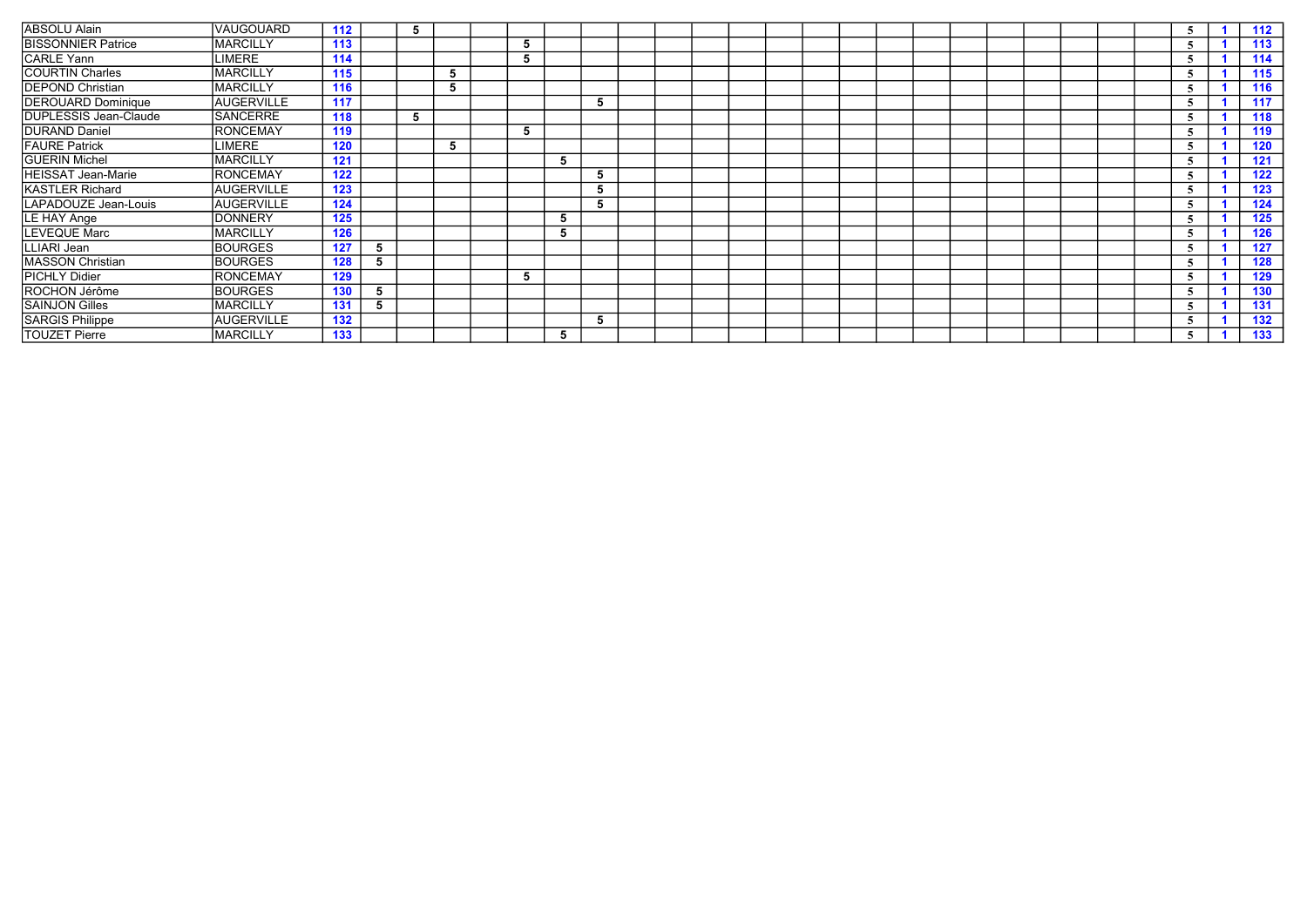| | | | | | | | | | | | | | | | | | | | | | | | | | | |
|---|---|---|---|---|---|---|---|---|---|---|---|---|---|---|---|---|---|---|---|---|---|---|---|---|---|---|
| ABSOLU Alain | VAUGOUARD | 112 | | 5 | | | | | | | | | | | | | | | | | | | | 5 | 1 | 112 |
| BISSONNIER Patrice | MARCILLY | 113 | | | | | 5 | | | | | | | | | | | | | | | | | 5 | 1 | 113 |
| CARLE Yann | LIMERE | 114 | | | | | 5 | | | | | | | | | | | | | | | | | 5 | 1 | 114 |
| COURTIN Charles | MARCILLY | 115 | | | 5 | | | | | | | | | | | | | | | | | | | 5 | 1 | 115 |
| DEPOND Christian | MARCILLY | 116 | | | 5 | | | | | | | | | | | | | | | | | | | 5 | 1 | 116 |
| DEROUARD Dominique | AUGERVILLE | 117 | | | | | | | 5 | | | | | | | | | | | | | | | 5 | 1 | 117 |
| DUPLESSIS Jean-Claude | SANCERRE | 118 | | 5 | | | | | | | | | | | | | | | | | | | | 5 | 1 | 118 |
| DURAND Daniel | RONCEMAY | 119 | | | | | 5 | | | | | | | | | | | | | | | | | 5 | 1 | 119 |
| FAURE Patrick | LIMERE | 120 | | | 5 | | | | | | | | | | | | | | | | | | | 5 | 1 | 120 |
| GUERIN Michel | MARCILLY | 121 | | | | | | 5 | | | | | | | | | | | | | | | | 5 | 1 | 121 |
| HEISSAT Jean-Marie | RONCEMAY | 122 | | | | | | | 5 | | | | | | | | | | | | | | | 5 | 1 | 122 |
| KASTLER Richard | AUGERVILLE | 123 | | | | | | | 5 | | | | | | | | | | | | | | | 5 | 1 | 123 |
| LAPADOUZE Jean-Louis | AUGERVILLE | 124 | | | | | | | 5 | | | | | | | | | | | | | | | 5 | 1 | 124 |
| LE HAY Ange | DONNERY | 125 | | | | | | 5 | | | | | | | | | | | | | | | | 5 | 1 | 125 |
| LEVEQUE Marc | MARCILLY | 126 | | | | | | 5 | | | | | | | | | | | | | | | | 5 | 1 | 126 |
| LLIARI Jean | BOURGES | 127 | 5 | | | | | | | | | | | | | | | | | | | | | 5 | 1 | 127 |
| MASSON Christian | BOURGES | 128 | 5 | | | | | | | | | | | | | | | | | | | | | 5 | 1 | 128 |
| PICHLY Didier | RONCEMAY | 129 | | | | | 5 | | | | | | | | | | | | | | | | | 5 | 1 | 129 |
| ROCHON Jérôme | BOURGES | 130 | 5 | | | | | | | | | | | | | | | | | | | | | 5 | 1 | 130 |
| SAINJON Gilles | MARCILLY | 131 | 5 | | | | | | | | | | | | | | | | | | | | | 5 | 1 | 131 |
| SARGIS Philippe | AUGERVILLE | 132 | | | | | | | 5 | | | | | | | | | | | | | | | 5 | 1 | 132 |
| TOUZET Pierre | MARCILLY | 133 | | | | | | 5 | | | | | | | | | | | | | | | | 5 | 1 | 133 |